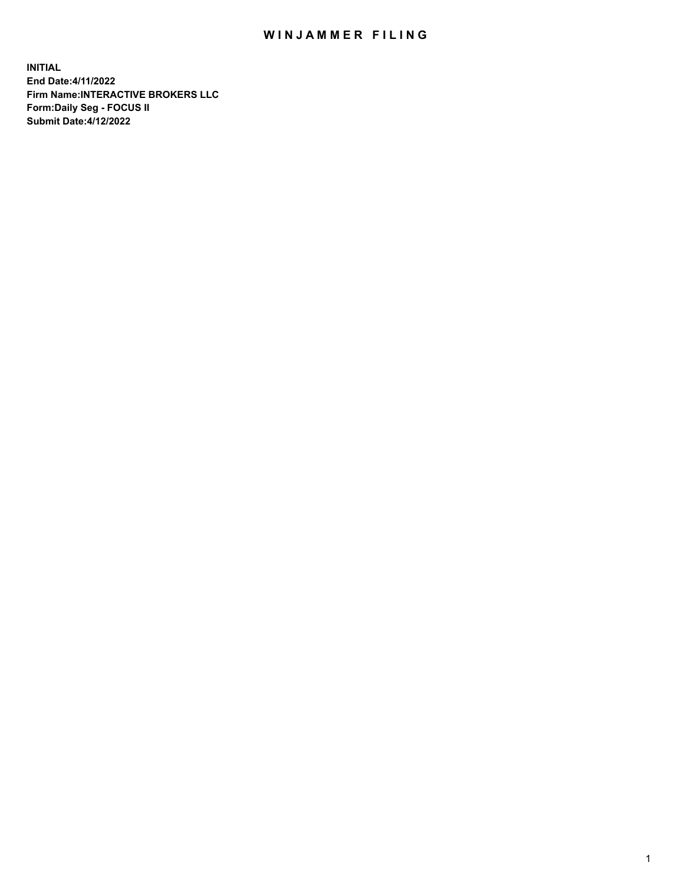# WINJAMMER FILING

**INITIAL**
**End Date:4/11/2022**
**Firm Name:INTERACTIVE BROKERS LLC**
**Form:Daily Seg - FOCUS II**
**Submit Date:4/12/2022**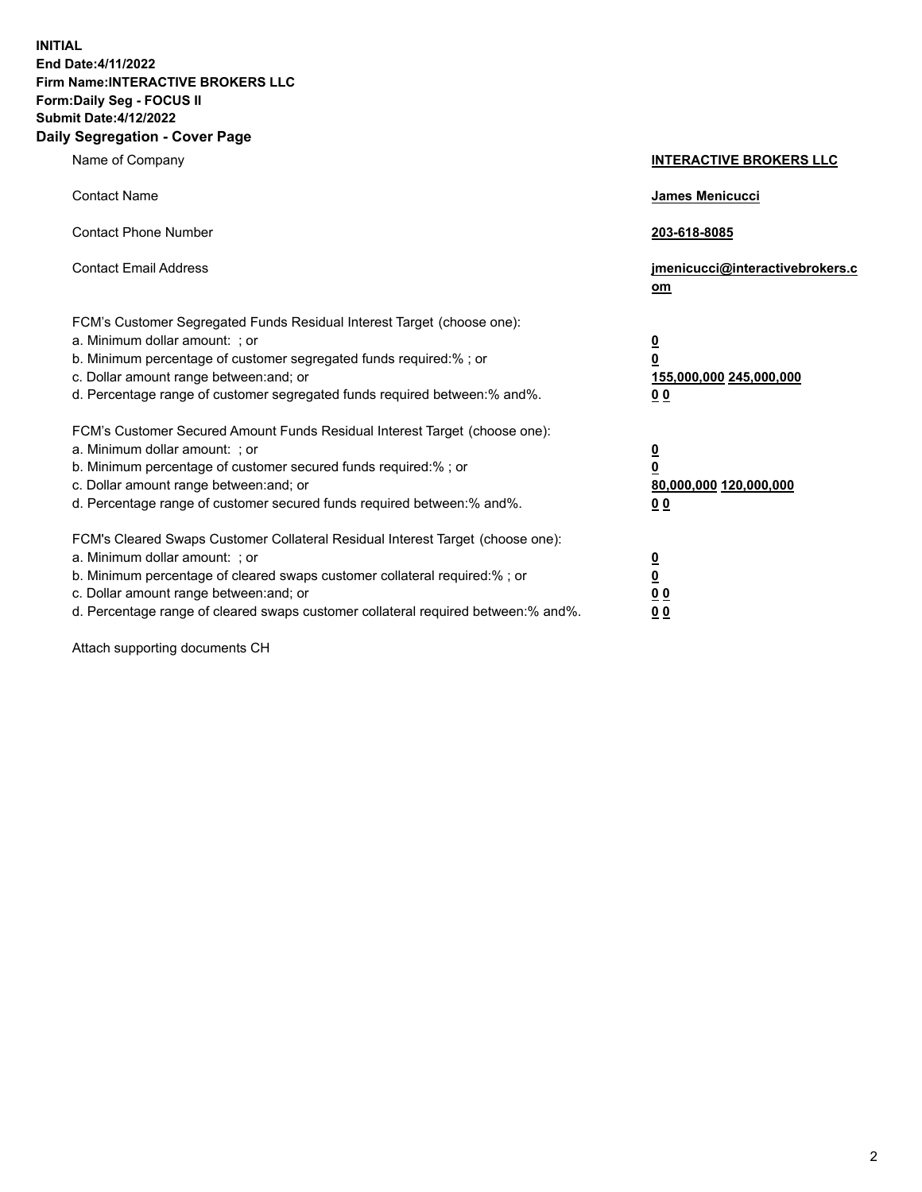**INITIAL**
**End Date:4/11/2022**
**Firm Name:INTERACTIVE BROKERS LLC**
**Form:Daily Seg - FOCUS II**
**Submit Date:4/12/2022**

## Daily Segregation - Cover Page

| | |
|---|---|
| Name of Company | **INTERACTIVE BROKERS LLC** |
| Contact Name | **James Menicucci** |
| Contact Phone Number | **203-618-8085** |
| Contact Email Address | **jmenicucci@interactivebrokers.com** |

FCM's Customer Segregated Funds Residual Interest Target (choose one):

| | |
|---|---|
| a. Minimum dollar amount: ; or | **0** |
| b. Minimum percentage of customer segregated funds required:% ; or | **0** |
| c. Dollar amount range between:and; or | **155,000,000** **245,000,000** |
| d. Percentage range of customer segregated funds required between:% and%. | **0** **0** |

FCM's Customer Secured Amount Funds Residual Interest Target (choose one):

| | |
|---|---|
| a. Minimum dollar amount: ; or | **0** |
| b. Minimum percentage of customer secured funds required:% ; or | **0** |
| c. Dollar amount range between:and; or | **80,000,000** **120,000,000** |
| d. Percentage range of customer secured funds required between:% and%. | **0** **0** |

FCM's Cleared Swaps Customer Collateral Residual Interest Target (choose one):

| | |
|---|---|
| a. Minimum dollar amount: ; or | **0** |
| b. Minimum percentage of cleared swaps customer collateral required:% ; or | **0** |
| c. Dollar amount range between:and; or | **0** **0** |
| d. Percentage range of cleared swaps customer collateral required between:% and%. | **0** **0** |

Attach supporting documents CH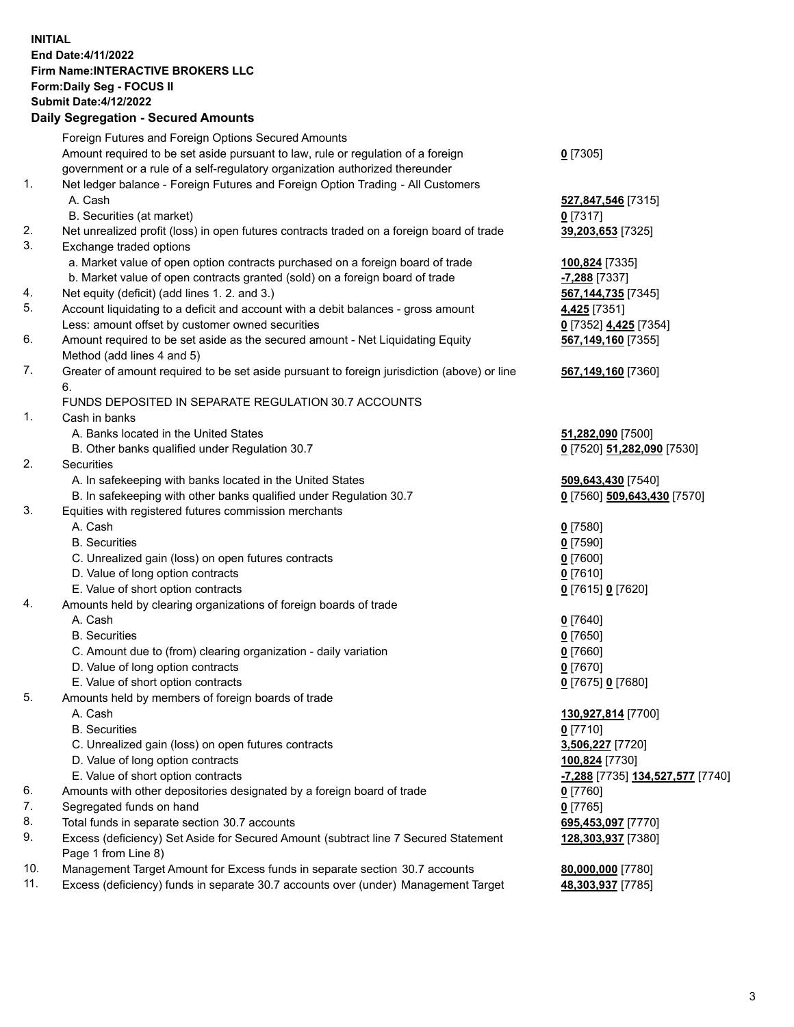**INITIAL**
**End Date:4/11/2022**
**Firm Name:INTERACTIVE BROKERS LLC**
**Form:Daily Seg - FOCUS II**
**Submit Date:4/12/2022**

## Daily Segregation - Secured Amounts

| | | |
|---|---|---|
| | Foreign Futures and Foreign Options Secured Amounts | |
| | Amount required to be set aside pursuant to law, rule or regulation of a foreign government or a rule of a self-regulatory organization authorized thereunder | **0** [7305] |
| 1. | Net ledger balance - Foreign Futures and Foreign Option Trading - All Customers | |
| | A. Cash | **527,847,546** [7315] |
| | B. Securities (at market) | **0** [7317] |
| 2. | Net unrealized profit (loss) in open futures contracts traded on a foreign board of trade | **39,203,653** [7325] |
| 3. | Exchange traded options | |
| | a. Market value of open option contracts purchased on a foreign board of trade | **100,824** [7335] |
| | b. Market value of open contracts granted (sold) on a foreign board of trade | **-7,288** [7337] |
| 4. | Net equity (deficit) (add lines 1. 2. and 3.) | **567,144,735** [7345] |
| 5. | Account liquidating to a deficit and account with a debit balances - gross amount | **4,425** [7351] |
| | Less: amount offset by customer owned securities | **0** [7352] **4,425** [7354] |
| 6. | Amount required to be set aside as the secured amount - Net Liquidating Equity Method (add lines 4 and 5) | **567,149,160** [7355] |
| 7. | Greater of amount required to be set aside pursuant to foreign jurisdiction (above) or line 6. | **567,149,160** [7360] |
| | FUNDS DEPOSITED IN SEPARATE REGULATION 30.7 ACCOUNTS | |
| 1. | Cash in banks | |
| | A. Banks located in the United States | **51,282,090** [7500] |
| | B. Other banks qualified under Regulation 30.7 | **0** [7520] **51,282,090** [7530] |
| 2. | Securities | |
| | A. In safekeeping with banks located in the United States | **509,643,430** [7540] |
| | B. In safekeeping with other banks qualified under Regulation 30.7 | **0** [7560] **509,643,430** [7570] |
| 3. | Equities with registered futures commission merchants | |
| | A. Cash | **0** [7580] |
| | B. Securities | **0** [7590] |
| | C. Unrealized gain (loss) on open futures contracts | **0** [7600] |
| | D. Value of long option contracts | **0** [7610] |
| | E. Value of short option contracts | **0** [7615] **0** [7620] |
| 4. | Amounts held by clearing organizations of foreign boards of trade | |
| | A. Cash | **0** [7640] |
| | B. Securities | **0** [7650] |
| | C. Amount due to (from) clearing organization - daily variation | **0** [7660] |
| | D. Value of long option contracts | **0** [7670] |
| | E. Value of short option contracts | **0** [7675] **0** [7680] |
| 5. | Amounts held by members of foreign boards of trade | |
| | A. Cash | **130,927,814** [7700] |
| | B. Securities | **0** [7710] |
| | C. Unrealized gain (loss) on open futures contracts | **3,506,227** [7720] |
| | D. Value of long option contracts | **100,824** [7730] |
| | E. Value of short option contracts | **-7,288** [7735] **134,527,577** [7740] |
| 6. | Amounts with other depositories designated by a foreign board of trade | **0** [7760] |
| 7. | Segregated funds on hand | **0** [7765] |
| 8. | Total funds in separate section 30.7 accounts | **695,453,097** [7770] |
| 9. | Excess (deficiency) Set Aside for Secured Amount (subtract line 7 Secured Statement Page 1 from Line 8) | **128,303,937** [7380] |
| 10. | Management Target Amount for Excess funds in separate section 30.7 accounts | **80,000,000** [7780] |
| 11. | Excess (deficiency) funds in separate 30.7 accounts over (under) Management Target | **48,303,937** [7785] |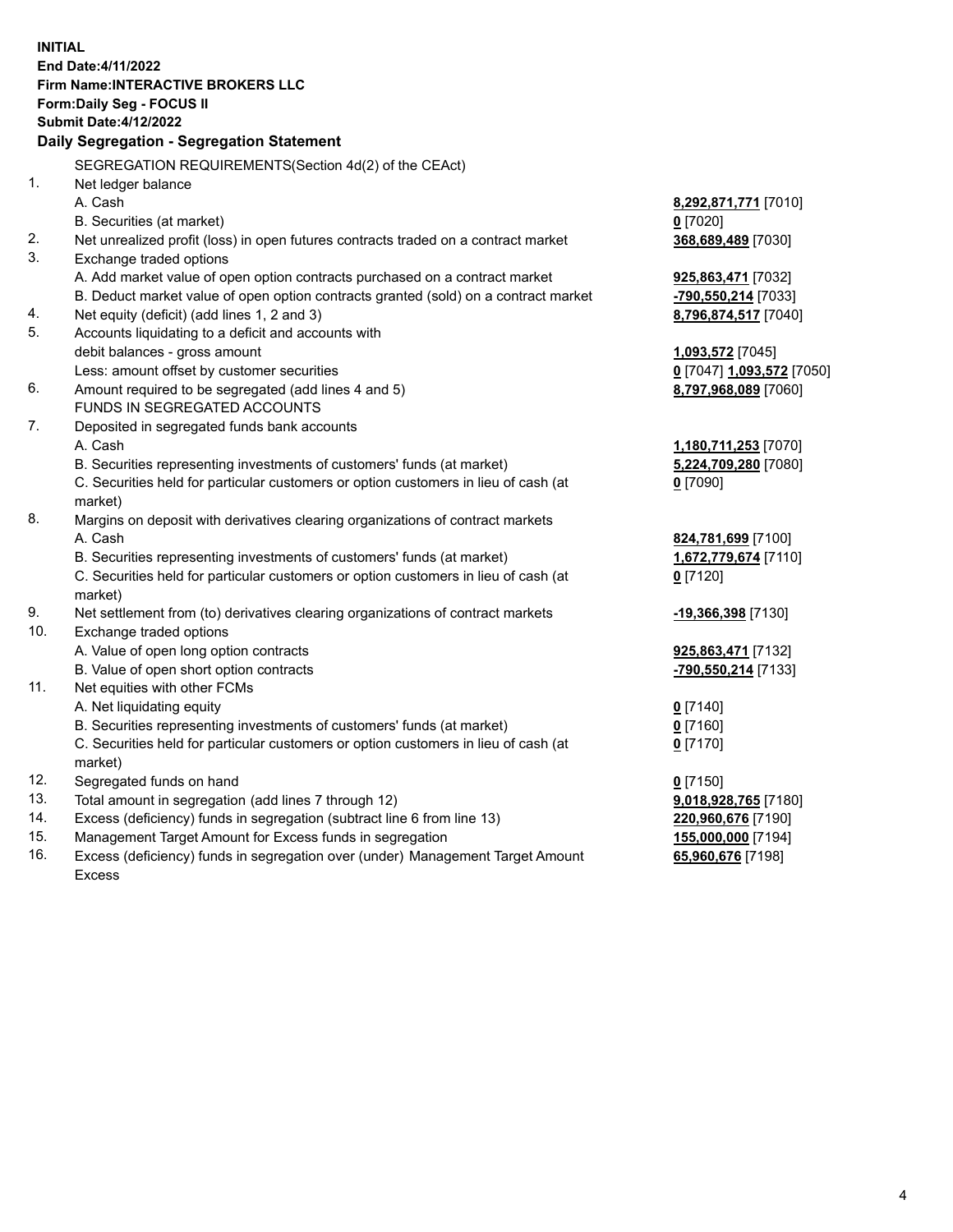**INITIAL**
**End Date:4/11/2022**
**Firm Name:INTERACTIVE BROKERS LLC**
**Form:Daily Seg - FOCUS II**
**Submit Date:4/12/2022**

## Daily Segregation - Segregation Statement

SEGREGATION REQUIREMENTS(Section 4d(2) of the CEAct)

| | | |
|---|---|---|
| 1. | Net ledger balance | |
| | A. Cash | **8,292,871,771** [7010] |
| | B. Securities (at market) | **0** [7020] |
| 2. | Net unrealized profit (loss) in open futures contracts traded on a contract market | **368,689,489** [7030] |
| 3. | Exchange traded options | |
| | A. Add market value of open option contracts purchased on a contract market | **925,863,471** [7032] |
| | B. Deduct market value of open option contracts granted (sold) on a contract market | **-790,550,214** [7033] |
| 4. | Net equity (deficit) (add lines 1, 2 and 3) | **8,796,874,517** [7040] |
| 5. | Accounts liquidating to a deficit and accounts with debit balances - gross amount | **1,093,572** [7045] |
| | Less: amount offset by customer securities | **0** [7047] **1,093,572** [7050] |
| 6. | Amount required to be segregated (add lines 4 and 5) | **8,797,968,089** [7060] |
| | FUNDS IN SEGREGATED ACCOUNTS | |
| 7. | Deposited in segregated funds bank accounts | |
| | A. Cash | **1,180,711,253** [7070] |
| | B. Securities representing investments of customers' funds (at market) | **5,224,709,280** [7080] |
| | C. Securities held for particular customers or option customers in lieu of cash (at market) | **0** [7090] |
| 8. | Margins on deposit with derivatives clearing organizations of contract markets | |
| | A. Cash | **824,781,699** [7100] |
| | B. Securities representing investments of customers' funds (at market) | **1,672,779,674** [7110] |
| | C. Securities held for particular customers or option customers in lieu of cash (at market) | **0** [7120] |
| 9. | Net settlement from (to) derivatives clearing organizations of contract markets | **-19,366,398** [7130] |
| 10. | Exchange traded options | |
| | A. Value of open long option contracts | **925,863,471** [7132] |
| | B. Value of open short option contracts | **-790,550,214** [7133] |
| 11. | Net equities with other FCMs | |
| | A. Net liquidating equity | **0** [7140] |
| | B. Securities representing investments of customers' funds (at market) | **0** [7160] |
| | C. Securities held for particular customers or option customers in lieu of cash (at market) | **0** [7170] |
| 12. | Segregated funds on hand | **0** [7150] |
| 13. | Total amount in segregation (add lines 7 through 12) | **9,018,928,765** [7180] |
| 14. | Excess (deficiency) funds in segregation (subtract line 6 from line 13) | **220,960,676** [7190] |
| 15. | Management Target Amount for Excess funds in segregation | **155,000,000** [7194] |
| 16. | Excess (deficiency) funds in segregation over (under) Management Target Amount Excess | **65,960,676** [7198] |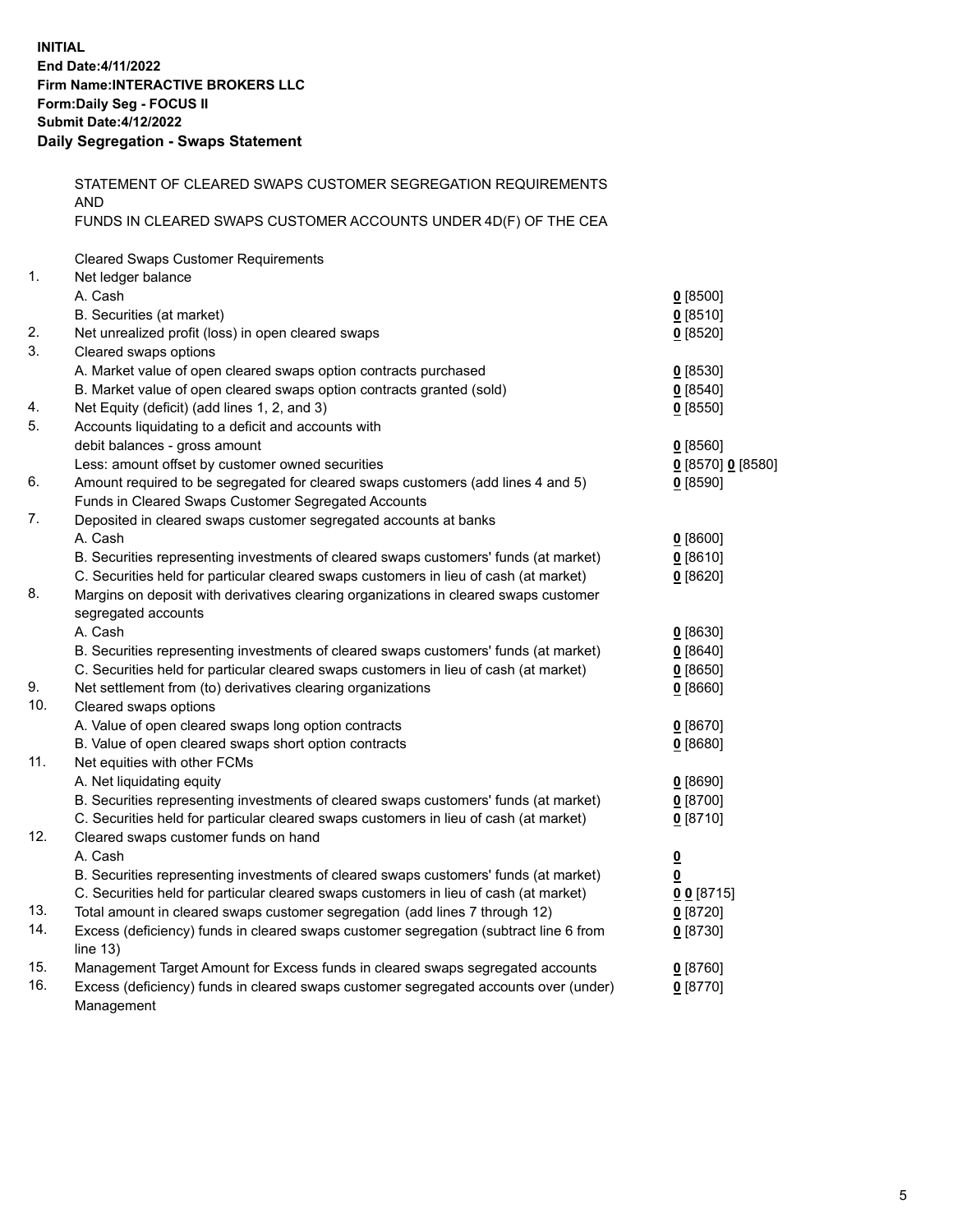**INITIAL**
**End Date:4/11/2022**
**Firm Name:INTERACTIVE BROKERS LLC**
**Form:Daily Seg - FOCUS II**
**Submit Date:4/12/2022**
**Daily Segregation - Swaps Statement**

STATEMENT OF CLEARED SWAPS CUSTOMER SEGREGATION REQUIREMENTS AND FUNDS IN CLEARED SWAPS CUSTOMER ACCOUNTS UNDER 4D(F) OF THE CEA

| | | |
|---|---|---|
| | Cleared Swaps Customer Requirements | |
| 1. | Net ledger balance | |
| | A. Cash | 0 [8500] |
| | B. Securities (at market) | 0 [8510] |
| 2. | Net unrealized profit (loss) in open cleared swaps | 0 [8520] |
| 3. | Cleared swaps options | |
| | A. Market value of open cleared swaps option contracts purchased | 0 [8530] |
| | B. Market value of open cleared swaps option contracts granted (sold) | 0 [8540] |
| 4. | Net Equity (deficit) (add lines 1, 2, and 3) | 0 [8550] |
| 5. | Accounts liquidating to a deficit and accounts with debit balances - gross amount | 0 [8560] |
| | Less: amount offset by customer owned securities | 0 [8570] 0 [8580] |
| 6. | Amount required to be segregated for cleared swaps customers (add lines 4 and 5) | 0 [8590] |
| | Funds in Cleared Swaps Customer Segregated Accounts | |
| 7. | Deposited in cleared swaps customer segregated accounts at banks | |
| | A. Cash | 0 [8600] |
| | B. Securities representing investments of cleared swaps customers' funds (at market) | 0 [8610] |
| | C. Securities held for particular cleared swaps customers in lieu of cash (at market) | 0 [8620] |
| 8. | Margins on deposit with derivatives clearing organizations in cleared swaps customer segregated accounts | |
| | A. Cash | 0 [8630] |
| | B. Securities representing investments of cleared swaps customers' funds (at market) | 0 [8640] |
| | C. Securities held for particular cleared swaps customers in lieu of cash (at market) | 0 [8650] |
| 9. | Net settlement from (to) derivatives clearing organizations | 0 [8660] |
| 10. | Cleared swaps options | |
| | A. Value of open cleared swaps long option contracts | 0 [8670] |
| | B. Value of open cleared swaps short option contracts | 0 [8680] |
| 11. | Net equities with other FCMs | |
| | A. Net liquidating equity | 0 [8690] |
| | B. Securities representing investments of cleared swaps customers' funds (at market) | 0 [8700] |
| | C. Securities held for particular cleared swaps customers in lieu of cash (at market) | 0 [8710] |
| 12. | Cleared swaps customer funds on hand | |
| | A. Cash | 0 |
| | B. Securities representing investments of cleared swaps customers' funds (at market) | 0 |
| | C. Securities held for particular cleared swaps customers in lieu of cash (at market) | 0 0 [8715] |
| 13. | Total amount in cleared swaps customer segregation (add lines 7 through 12) | 0 [8720] |
| 14. | Excess (deficiency) funds in cleared swaps customer segregation (subtract line 6 from line 13) | 0 [8730] |
| 15. | Management Target Amount for Excess funds in cleared swaps segregated accounts | 0 [8760] |
| 16. | Excess (deficiency) funds in cleared swaps customer segregated accounts over (under) Management | 0 [8770] |